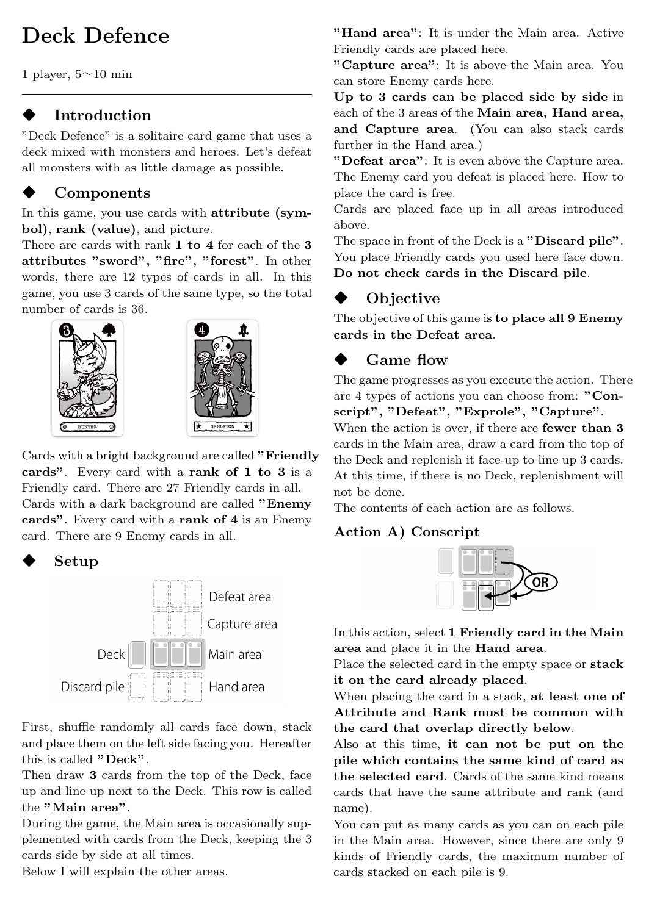# Deck Defence

1 player, 5∼10 min

## ◆ Introduction

"Deck Defence" is a solitaire card game that uses a deck mixed with monsters and heroes. Let's defeat all monsters with as little damage as possible.

## ◆ Components

In this game, you use cards with **attribute (symbol)**, **rank (value)**, and picture.

There are cards with rank **1 to 4** for each of the **3 attributes "sword", "fire", "forest"**. In other words, there are 12 types of cards in all. In this game, you use 3 cards of the same type, so the total number of cards is 36.

Cards with a bright background are called **"Friendly cards"**. Every card with a **rank of 1 to 3** is a Friendly card. There are 27 Friendly cards in all.

Cards with a dark background are called **"Enemy cards"**. Every card with a **rank of 4** is an Enemy card. There are 9 Enemy cards in all.

## ◆ Setup

First, shuffle randomly all cards face down, stack and place them on the left side facing you. Hereafter this is called **"Deck"**.

Then draw **3** cards from the top of the Deck, face up and line up next to the Deck. This row is called the **"Main area"**.

During the game, the Main area is occasionally supplemented with cards from the Deck, keeping the 3 cards side by side at all times.

Below I will explain the other areas.

**"Hand area"**: It is under the Main area. Active Friendly cards are placed here.

**"Capture area"**: It is above the Main area. You can store Enemy cards here.

**Up to 3 cards can be placed side by side** in each of the 3 areas of the **Main area, Hand area, and Capture area**. (You can also stack cards further in the Hand area.)

**"Defeat area"**: It is even above the Capture area. The Enemy card you defeat is placed here. How to place the card is free.

Cards are placed face up in all areas introduced above.

The space in front of the Deck is a **"Discard pile"**. You place Friendly cards you used here face down. **Do not check cards in the Discard pile**.

## ◆ Objective

The objective of this game is **to place all 9 Enemy cards in the Defeat area**.

## ◆ Game flow

The game progresses as you execute the action. There are 4 types of actions you can choose from: **"Conscript", "Defeat", "Exprole", "Capture"**.

When the action is over, if there are **fewer than 3** cards in the Main area, draw a card from the top of the Deck and replenish it face-up to line up 3 cards. At this time, if there is no Deck, replenishment will not be done.

The contents of each action are as follows.

### Action A) Conscript

In this action, select **1 Friendly card in the Main area** and place it in the **Hand area**.

Place the selected card in the empty space or **stack it on the card already placed**.

When placing the card in a stack, **at least one of Attribute and Rank must be common with the card that overlap directly below**.

Also at this time, **it can not be put on the pile which contains the same kind of card as the selected card**. Cards of the same kind means cards that have the same attribute and rank (and name).

You can put as many cards as you can on each pile in the Main area. However, since there are only 9 kinds of Friendly cards, the maximum number of cards stacked on each pile is 9.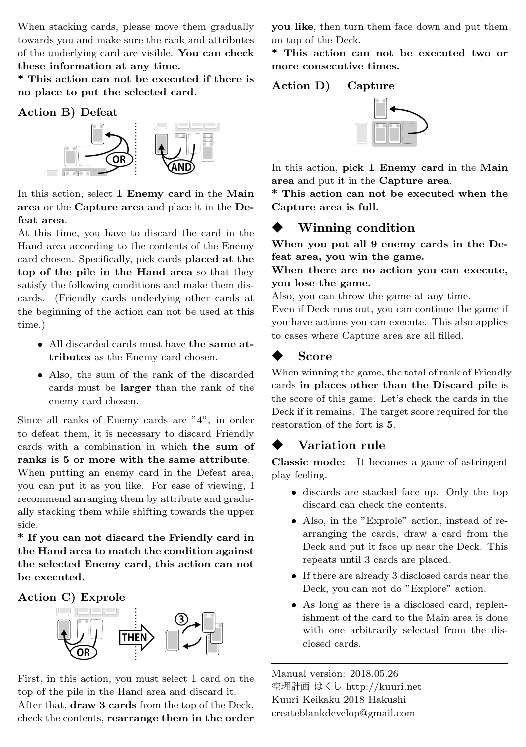When stacking cards, please move them gradually towards you and make sure the rank and attributes of the underlying card are visible. **You can check these information at any time.**

**\* This action can not be executed if there is no place to put the selected card.**

### Action B) Defeat

OR AND

In this action, select **1 Enemy card** in the **Main area** or the **Capture area** and place it in the **Defeat area**.

At this time, you have to discard the card in the Hand area according to the contents of the Enemy card chosen. Specifically, pick cards **placed at the top of the pile in the Hand area** so that they satisfy the following conditions and make them discards. (Friendly cards underlying other cards at the beginning of the action can not be used at this time.)

- All discarded cards must have **the same attributes** as the Enemy card chosen.
- Also, the sum of the rank of the discarded cards must be **larger** than the rank of the enemy card chosen.

Since all ranks of Enemy cards are "4", in order to defeat them, it is necessary to discard Friendly cards with a combination in which **the sum of ranks is 5 or more with the same attribute**.

When putting an enemy card in the Defeat area, you can put it as you like. For ease of viewing, I recommend arranging them by attribute and gradually stacking them while shifting towards the upper side.

**\* If you can not discard the Friendly card in the Hand area to match the condition against the selected Enemy card, this action can not be executed.**

### Action C) Exprole

OR THEN 3

First, in this action, you must select 1 card on the top of the pile in the Hand area and discard it.

After that, **draw 3 cards** from the top of the Deck, check the contents, **rearrange them in the order you like**, then turn them face down and put them on top of the Deck.

**\* This action can not be executed two or more consecutive times.**

### Action D) Capture

In this action, **pick 1 Enemy card** in the **Main area** and put it in the **Capture area**.

**\* This action can not be executed when the Capture area is full.**

## ◆ Winning condition

**When you put all 9 enemy cards in the Defeat area, you win the game.**

**When there are no action you can execute, you lose the game.**

Also, you can throw the game at any time.

Even if Deck runs out, you can continue the game if you have actions you can execute. This also applies to cases where Capture area are all filled.

## ◆ Score

When winning the game, the total of rank of Friendly cards **in places other than the Discard pile** is the score of this game. Let's check the cards in the Deck if it remains. The target score required for the restoration of the fort is **5**.

## ◆ Variation rule

**Classic mode:** It becomes a game of astringent play feeling.

- discards are stacked face up. Only the top discard can check the contents.
- Also, in the "Exprole" action, instead of rearranging the cards, draw a card from the Deck and put it face up near the Deck. This repeats until 3 cards are placed.
- If there are already 3 disclosed cards near the Deck, you can not do "Explore" action.
- As long as there is a disclosed card, replenishment of the card to the Main area is done with one arbitrarily selected from the disclosed cards.

---

Manual version: 2018.05.26
空理計画 はくし http://kuuri.net
Kuuri Keikaku 2018 Hakushi
createblankdevelop@gmail.com